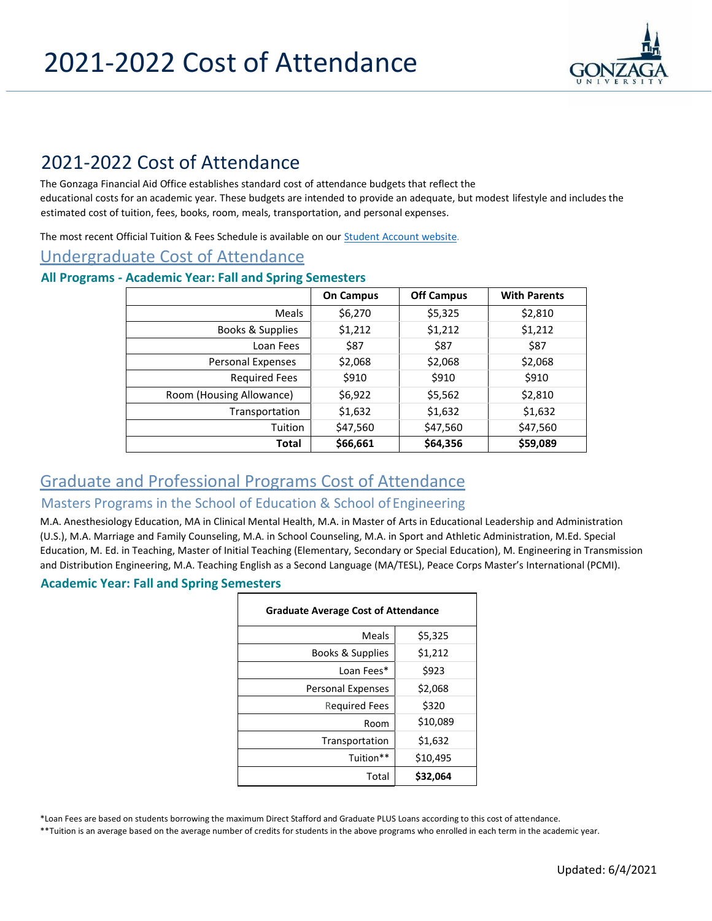# 2021-2022 Cost of Attendance

## 2021-2022 Cost of Attendance

The Gonzaga Financial Aid Office establishes standard cost of attendance budgets that reflect the educational costs for an academic year. These budgets are intended to provide an adequate, but modest lifestyle and includes the estimated cost of tuition, fees, books, room, meals, transportation, and personal expenses.

The most recent Official Tuition & Fees Schedule is available on our [Student Account website](#).

## Undergraduate Cost of Attendance

### All Programs - Academic Year: Fall and Spring Semesters

| | On Campus | Off Campus | With Parents |
|---:|:---:|:---:|:---:|
| Meals | $6,270 | $5,325 | $2,810 |
| Books & Supplies | $1,212 | $1,212 | $1,212 |
| Loan Fees | $87 | $87 | $87 |
| Personal Expenses | $2,068 | $2,068 | $2,068 |
| Required Fees | $910 | $910 | $910 |
| Room (Housing Allowance) | $6,922 | $5,562 | $2,810 |
| Transportation | $1,632 | $1,632 | $1,632 |
| Tuition | $47,560 | $47,560 | $47,560 |
| **Total** | **$66,661** | **$64,356** | **$59,089** |

## Graduate and Professional Programs Cost of Attendance

### Masters Programs in the School of Education & School of Engineering

M.A. Anesthesiology Education, MA in Clinical Mental Health, M.A. in Master of Arts in Educational Leadership and Administration (U.S.), M.A. Marriage and Family Counseling, M.A. in School Counseling, M.A. in Sport and Athletic Administration, M.Ed. Special Education, M. Ed. in Teaching, Master of Initial Teaching (Elementary, Secondary or Special Education), M. Engineering in Transmission and Distribution Engineering, M.A. Teaching English as a Second Language (MA/TESL), Peace Corps Master's International (PCMI).

### Academic Year: Fall and Spring Semesters

| **Graduate Average Cost of Attendance** | |
|---:|:---:|
| Meals | $5,325 |
| Books & Supplies | $1,212 |
| Loan Fees* | $923 |
| Personal Expenses | $2,068 |
| Required Fees | $320 |
| Room | $10,089 |
| Transportation | $1,632 |
| Tuition** | $10,495 |
| Total | **$32,064** |

*Loan Fees are based on students borrowing the maximum Direct Stafford and Graduate PLUS Loans according to this cost of attendance.

**Tuition is an average based on the average number of credits for students in the above programs who enrolled in each term in the academic year.

Updated: 6/4/2021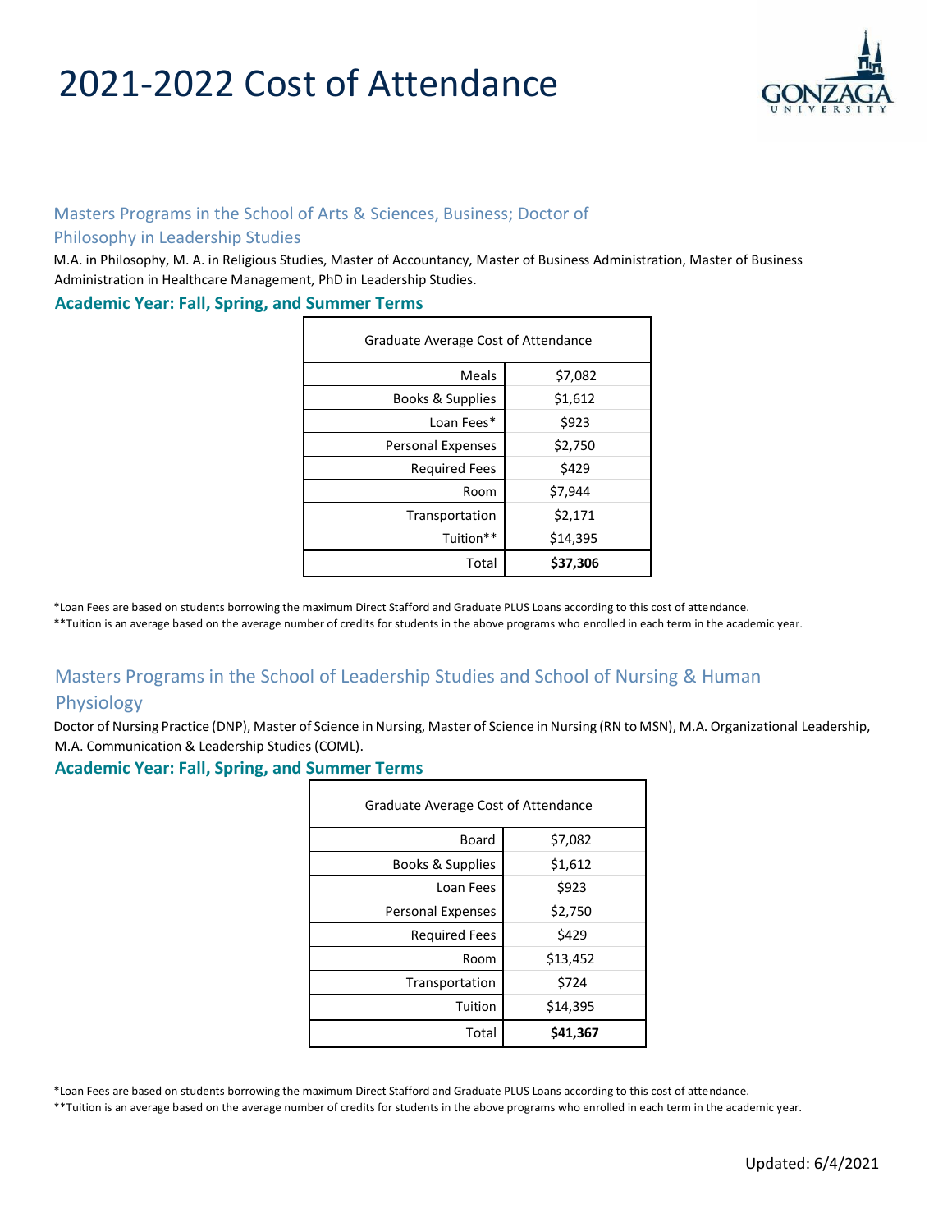# 2021-2022 Cost of Attendance

## Masters Programs in the School of Arts & Sciences, Business; Doctor of Philosophy in Leadership Studies

M.A. in Philosophy, M. A. in Religious Studies, Master of Accountancy, Master of Business Administration, Master of Business Administration in Healthcare Management, PhD in Leadership Studies.

### Academic Year: Fall, Spring, and Summer Terms

| Graduate Average Cost of Attendance | |
|---|---|
| Meals | $7,082 |
| Books & Supplies | $1,612 |
| Loan Fees* | $923 |
| Personal Expenses | $2,750 |
| Required Fees | $429 |
| Room | $7,944 |
| Transportation | $2,171 |
| Tuition** | $14,395 |
| Total | **$37,306** |

*Loan Fees are based on students borrowing the maximum Direct Stafford and Graduate PLUS Loans according to this cost of attendance.

**Tuition is an average based on the average number of credits for students in the above programs who enrolled in each term in the academic year.

## Masters Programs in the School of Leadership Studies and School of Nursing & Human Physiology

Doctor of Nursing Practice (DNP), Master of Science in Nursing, Master of Science in Nursing (RN to MSN), M.A. Organizational Leadership, M.A. Communication & Leadership Studies (COML).

### Academic Year: Fall, Spring, and Summer Terms

| Graduate Average Cost of Attendance | |
|---|---|
| Board | $7,082 |
| Books & Supplies | $1,612 |
| Loan Fees | $923 |
| Personal Expenses | $2,750 |
| Required Fees | $429 |
| Room | $13,452 |
| Transportation | $724 |
| Tuition | $14,395 |
| Total | **$41,367** |

*Loan Fees are based on students borrowing the maximum Direct Stafford and Graduate PLUS Loans according to this cost of attendance.

**Tuition is an average based on the average number of credits for students in the above programs who enrolled in each term in the academic year.

Updated: 6/4/2021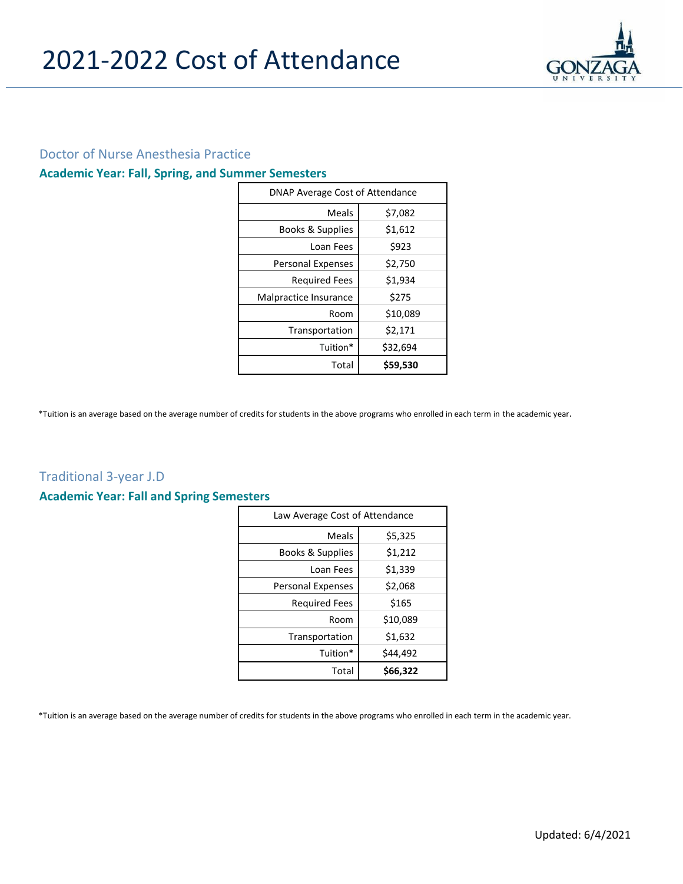# 2021-2022 Cost of Attendance

## Doctor of Nurse Anesthesia Practice

### Academic Year: Fall, Spring, and Summer Semesters

| DNAP Average Cost of Attendance | |
|---|---|
| Meals | $7,082 |
| Books & Supplies | $1,612 |
| Loan Fees | $923 |
| Personal Expenses | $2,750 |
| Required Fees | $1,934 |
| Malpractice Insurance | $275 |
| Room | $10,089 |
| Transportation | $2,171 |
| Tuition* | $32,694 |
| Total | **$59,530** |

*Tuition is an average based on the average number of credits for students in the above programs who enrolled in each term in the academic year.

## Traditional 3-year J.D

### Academic Year: Fall and Spring Semesters

| Law Average Cost of Attendance | |
|---|---|
| Meals | $5,325 |
| Books & Supplies | $1,212 |
| Loan Fees | $1,339 |
| Personal Expenses | $2,068 |
| Required Fees | $165 |
| Room | $10,089 |
| Transportation | $1,632 |
| Tuition* | $44,492 |
| Total | **$66,322** |

*Tuition is an average based on the average number of credits for students in the above programs who enrolled in each term in the academic year.

Updated: 6/4/2021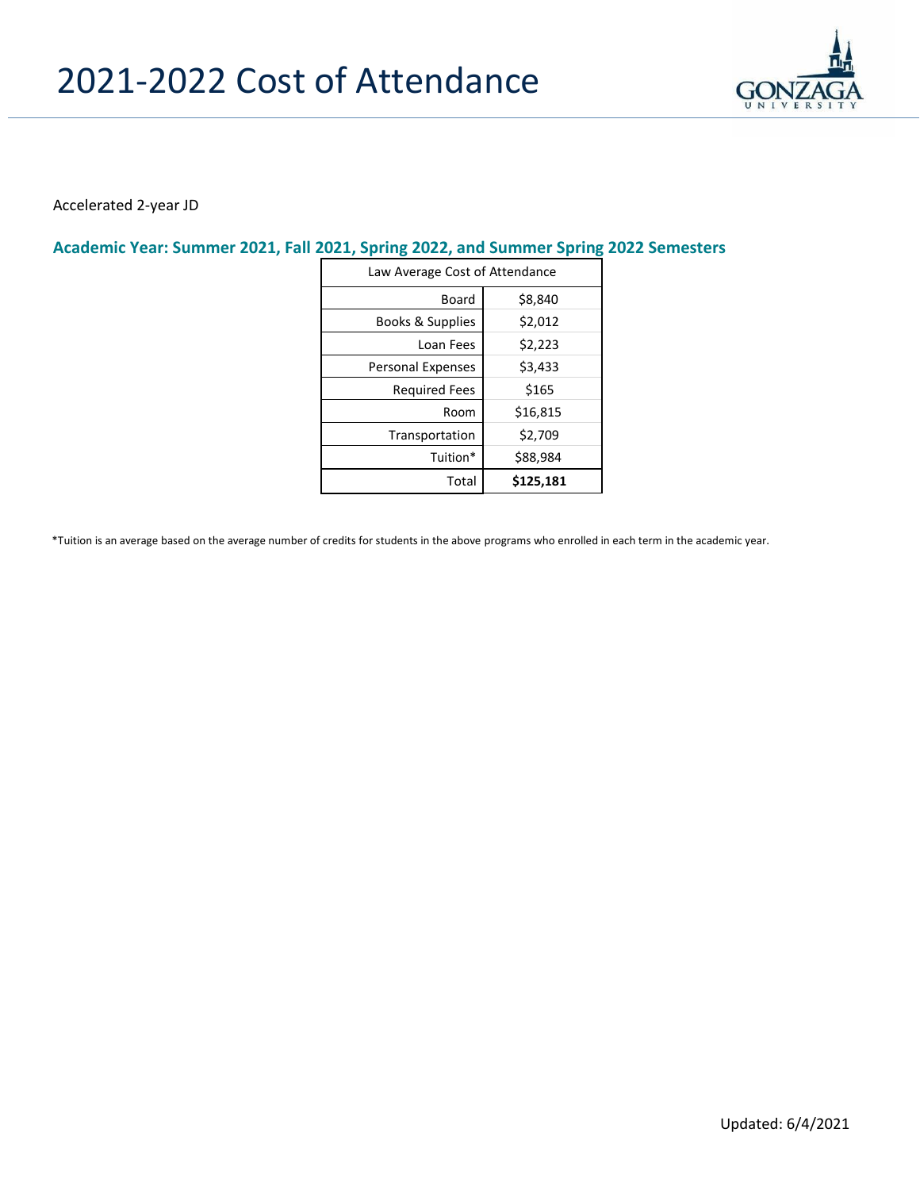# 2021-2022 Cost of Attendance

Accelerated 2-year JD

## Academic Year: Summer 2021, Fall 2021, Spring 2022, and Summer Spring 2022 Semesters

| Law Average Cost of Attendance | |
|---|---|
| Board | $8,840 |
| Books & Supplies | $2,012 |
| Loan Fees | $2,223 |
| Personal Expenses | $3,433 |
| Required Fees | $165 |
| Room | $16,815 |
| Transportation | $2,709 |
| Tuition* | $88,984 |
| Total | **$125,181** |

*Tuition is an average based on the average number of credits for students in the above programs who enrolled in each term in the academic year.

Updated: 6/4/2021